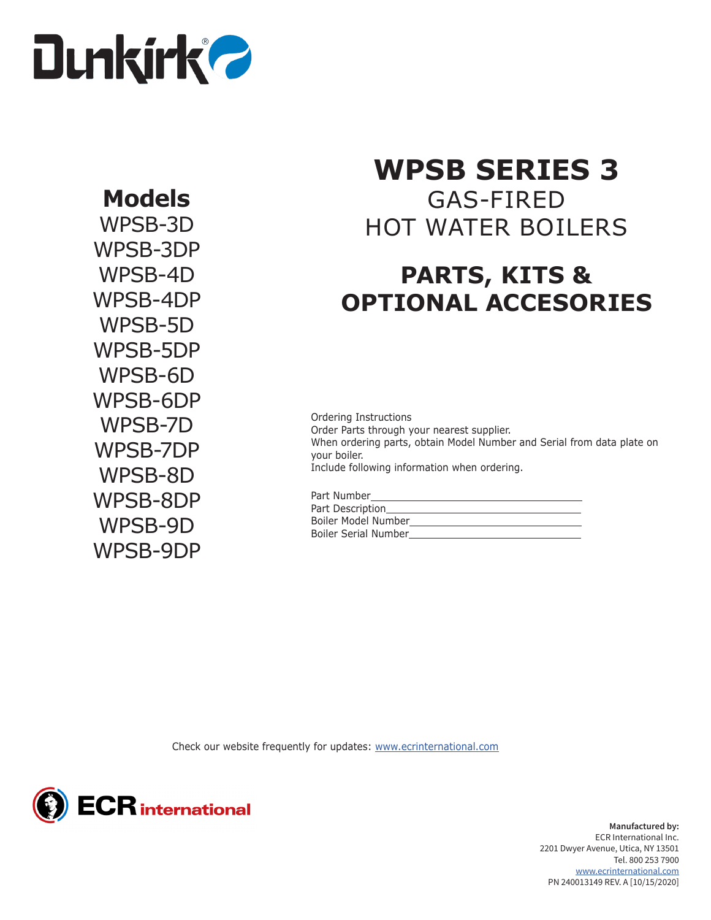Dunkirk®

# WPSB SERIES 3

## GAS-FIRED HOT WATER BOILERS

# PARTS, KITS & OPTIONAL ACCESORIES

## Models

WPSB-3D
WPSB-3DP
WPSB-4D
WPSB-4DP
WPSB-5D
WPSB-5DP
WPSB-6D
WPSB-6DP
WPSB-7D
WPSB-7DP
WPSB-8D
WPSB-8DP
WPSB-9D
WPSB-9DP

Ordering Instructions
Order Parts through your nearest supplier.
When ordering parts, obtain Model Number and Serial from data plate on your boiler.
Include following information when ordering.

Part Number_______________________________
Part Description____________________________
Boiler Model Number________________________
Boiler Serial Number________________________

Check our website frequently for updates: www.ecrinternational.com

ECR international

**Manufactured by:**
ECR International Inc.
2201 Dwyer Avenue, Utica, NY 13501
Tel. 800 253 7900
www.ecrinternational.com
PN 240013149 REV. A [10/15/2020]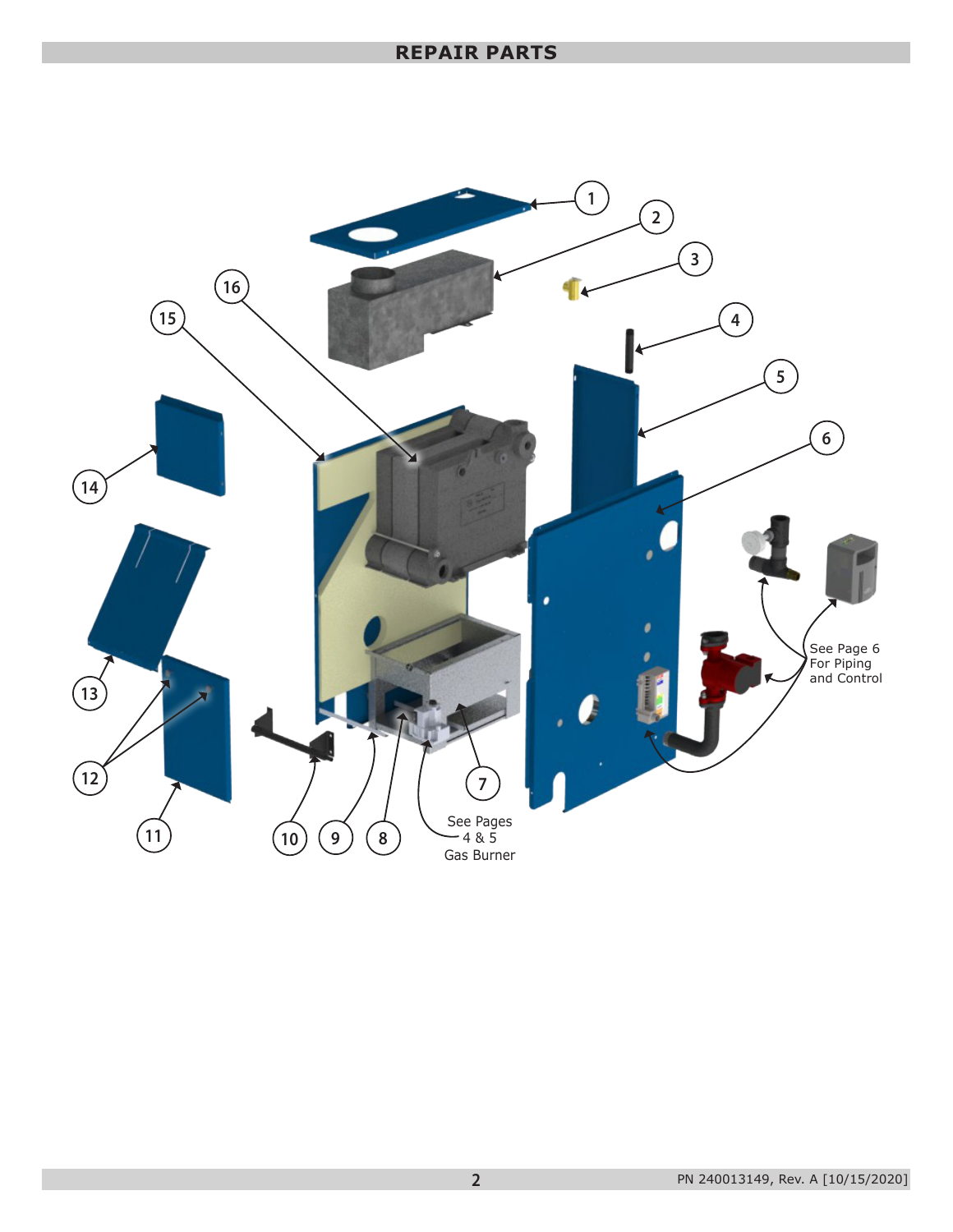## REPAIR PARTS

1
2
3
4
5
6
7
8
9
10
11
12
13
14
15
16

See Pages 4 & 5 Gas Burner

See Page 6 For Piping and Control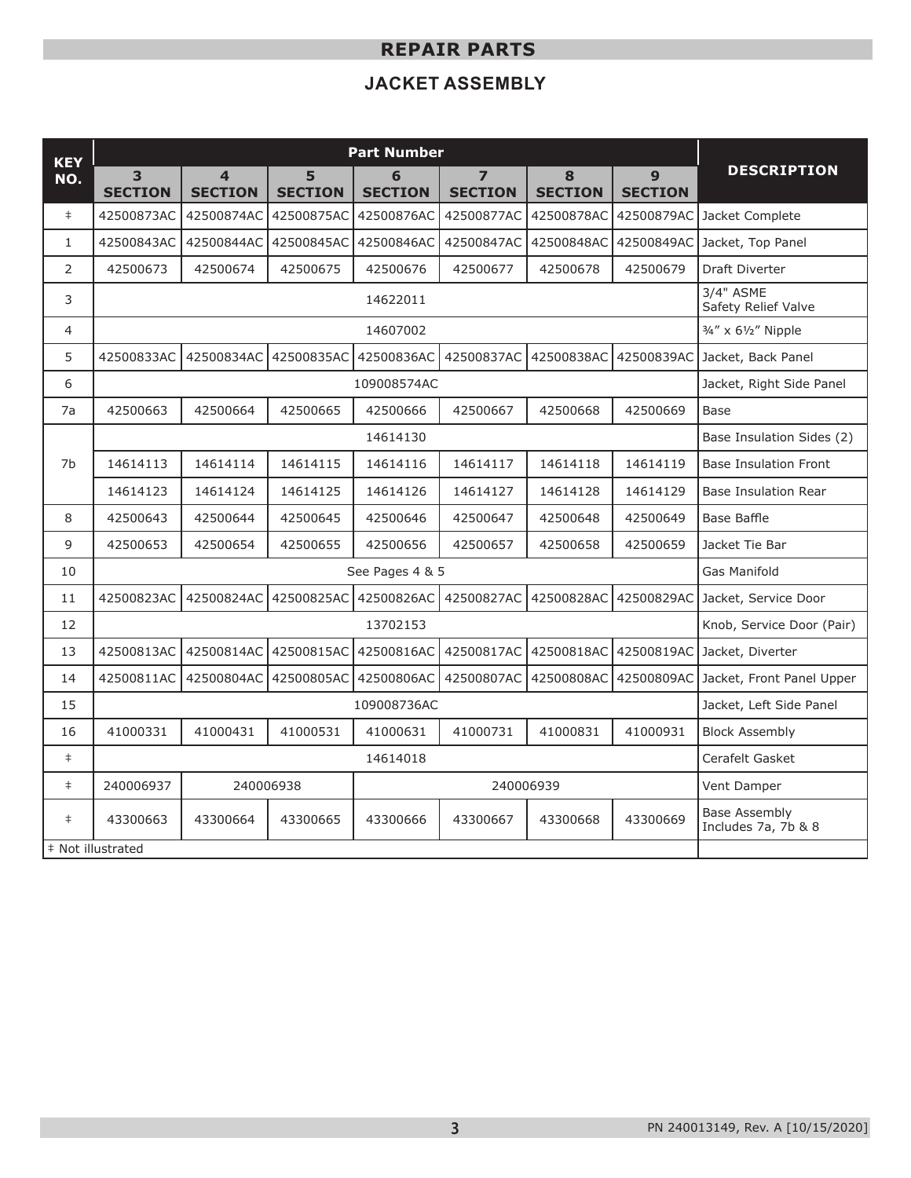## REPAIR PARTS

### JACKET ASSEMBLY

| KEY NO. | Part Number | | | | | | | DESCRIPTION |
|---|---|---|---|---|---|---|---|---|
| | **3 SECTION** | **4 SECTION** | **5 SECTION** | **6 SECTION** | **7 SECTION** | **8 SECTION** | **9 SECTION** | |
| ‡ | 42500873AC | 42500874AC | 42500875AC | 42500876AC | 42500877AC | 42500878AC | 42500879AC | Jacket Complete |
| 1 | 42500843AC | 42500844AC | 42500845AC | 42500846AC | 42500847AC | 42500848AC | 42500849AC | Jacket, Top Panel |
| 2 | 42500673 | 42500674 | 42500675 | 42500676 | 42500677 | 42500678 | 42500679 | Draft Diverter |
| 3 | 14622011 | | | | | | | 3/4" ASME Safety Relief Valve |
| 4 | 14607002 | | | | | | | ¾" x 6½" Nipple |
| 5 | 42500833AC | 42500834AC | 42500835AC | 42500836AC | 42500837AC | 42500838AC | 42500839AC | Jacket, Back Panel |
| 6 | 109008574AC | | | | | | | Jacket, Right Side Panel |
| 7a | 42500663 | 42500664 | 42500665 | 42500666 | 42500667 | 42500668 | 42500669 | Base |
| 7b | 14614130 | | | | | | | Base Insulation Sides (2) |
| | 14614113 | 14614114 | 14614115 | 14614116 | 14614117 | 14614118 | 14614119 | Base Insulation Front |
| | 14614123 | 14614124 | 14614125 | 14614126 | 14614127 | 14614128 | 14614129 | Base Insulation Rear |
| 8 | 42500643 | 42500644 | 42500645 | 42500646 | 42500647 | 42500648 | 42500649 | Base Baffle |
| 9 | 42500653 | 42500654 | 42500655 | 42500656 | 42500657 | 42500658 | 42500659 | Jacket Tie Bar |
| 10 | See Pages 4 & 5 | | | | | | | Gas Manifold |
| 11 | 42500823AC | 42500824AC | 42500825AC | 42500826AC | 42500827AC | 42500828AC | 42500829AC | Jacket, Service Door |
| 12 | 13702153 | | | | | | | Knob, Service Door (Pair) |
| 13 | 42500813AC | 42500814AC | 42500815AC | 42500816AC | 42500817AC | 42500818AC | 42500819AC | Jacket, Diverter |
| 14 | 42500811AC | 42500804AC | 42500805AC | 42500806AC | 42500807AC | 42500808AC | 42500809AC | Jacket, Front Panel Upper |
| 15 | 109008736AC | | | | | | | Jacket, Left Side Panel |
| 16 | 41000331 | 41000431 | 41000531 | 41000631 | 41000731 | 41000831 | 41000931 | Block Assembly |
| ‡ | 14614018 | | | | | | | Cerafelt Gasket |
| ‡ | 240006937 | 240006938 | | 240006939 | | | | Vent Damper |
| ‡ | 43300663 | 43300664 | 43300665 | 43300666 | 43300667 | 43300668 | 43300669 | Base Assembly Includes 7a, 7b & 8 |

‡ Not illustrated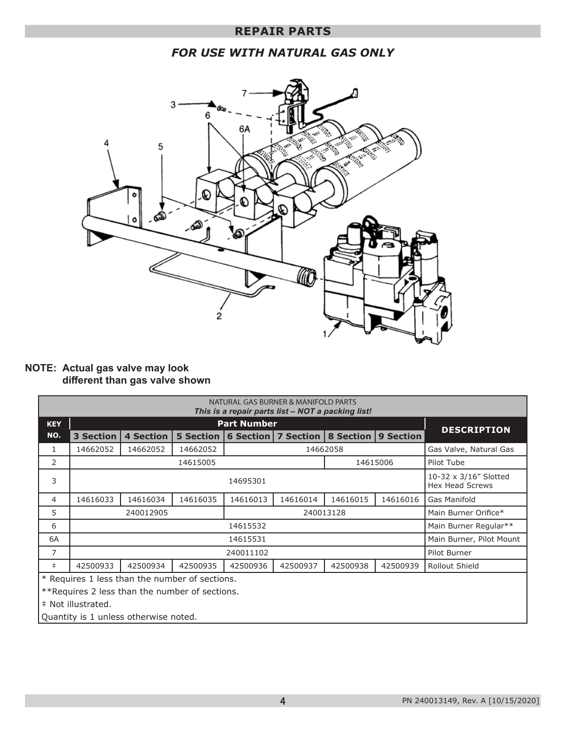## REPAIR PARTS

### *FOR USE WITH NATURAL GAS ONLY*

**NOTE: Actual gas valve may look different than gas valve shown**

NATURAL GAS BURNER & MANIFOLD PARTS
***This is a repair parts list – NOT a packing list!***

| KEY NO. | Part Number | | | | | | | DESCRIPTION |
|---|---|---|---|---|---|---|---|---|
| | 3 Section | 4 Section | 5 Section | 6 Section | 7 Section | 8 Section | 9 Section | |
| 1 | 14662052 | 14662052 | 14662052 | 14662058 | | | | Gas Valve, Natural Gas |
| 2 | 14615005 | | | | | 14615006 | | Pilot Tube |
| 3 | 14695301 | | | | | | | 10-32 x 3/16" Slotted Hex Head Screws |
| 4 | 14616033 | 14616034 | 14616035 | 14616013 | 14616014 | 14616015 | 14616016 | Gas Manifold |
| 5 | 240012905 | | | 240013128 | | | | Main Burner Orifice* |
| 6 | 14615532 | | | | | | | Main Burner Regular** |
| 6A | 14615531 | | | | | | | Main Burner, Pilot Mount |
| 7 | 240011102 | | | | | | | Pilot Burner |
| ‡ | 42500933 | 42500934 | 42500935 | 42500936 | 42500937 | 42500938 | 42500939 | Rollout Shield |

* Requires 1 less than the number of sections.

**Requires 2 less than the number of sections.

‡ Not illustrated.

Quantity is 1 unless otherwise noted.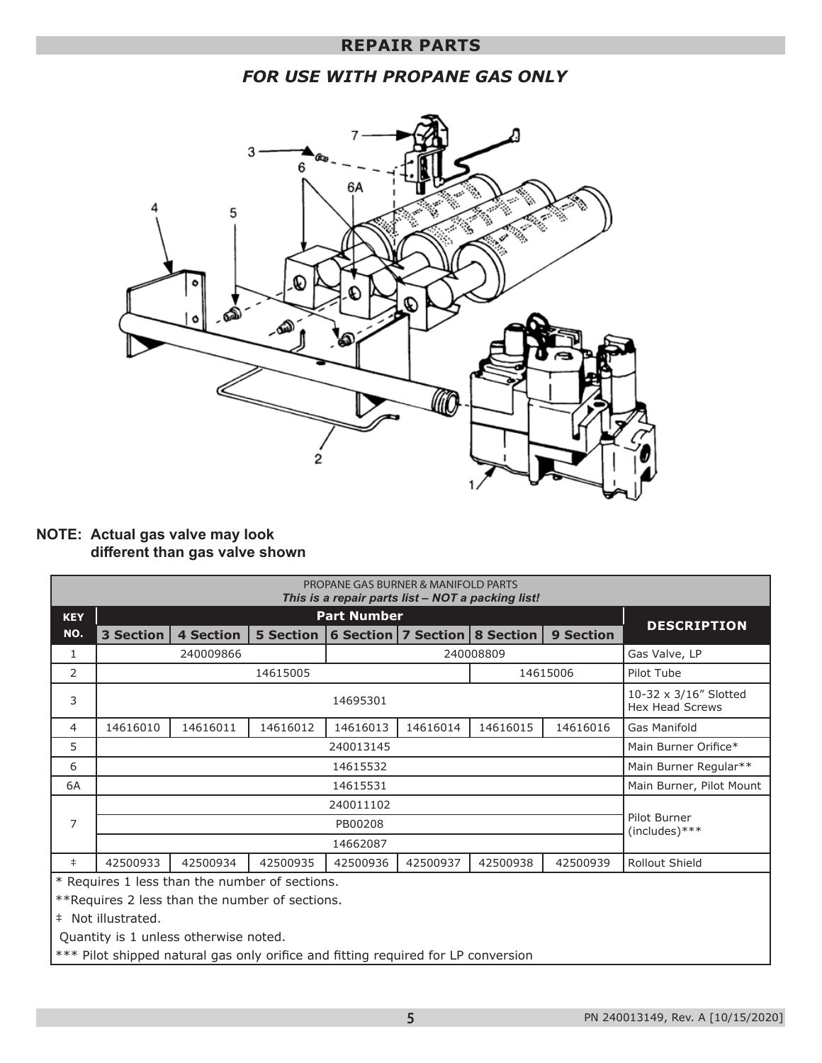## REPAIR PARTS

### *FOR USE WITH PROPANE GAS ONLY*

**NOTE: Actual gas valve may look different than gas valve shown**

PROPANE GAS BURNER & MANIFOLD PARTS
***This is a repair parts list – NOT a packing list!***

| KEY NO. | Part Number | | | | | | | DESCRIPTION |
|---|---|---|---|---|---|---|---|---|
| | 3 Section | 4 Section | 5 Section | 6 Section | 7 Section | 8 Section | 9 Section | |
| 1 | 240009866 | | | 240008809 | | | | Gas Valve, LP |
| 2 | 14615005 | | | | | 14615006 | | Pilot Tube |
| 3 | 14695301 | | | | | | | 10-32 x 3/16" Slotted Hex Head Screws |
| 4 | 14616010 | 14616011 | 14616012 | 14616013 | 14616014 | 14616015 | 14616016 | Gas Manifold |
| 5 | 240013145 | | | | | | | Main Burner Orifice* |
| 6 | 14615532 | | | | | | | Main Burner Regular** |
| 6A | 14615531 | | | | | | | Main Burner, Pilot Mount |
| 7 | 240011102 | | | | | | | Pilot Burner (includes)*** |
| | PB00208 | | | | | | | |
| | 14662087 | | | | | | | |
| ‡ | 42500933 | 42500934 | 42500935 | 42500936 | 42500937 | 42500938 | 42500939 | Rollout Shield |

\* Requires 1 less than the number of sections.

**Requires 2 less than the number of sections.

‡ Not illustrated.

Quantity is 1 unless otherwise noted.

*** Pilot shipped natural gas only orifice and fitting required for LP conversion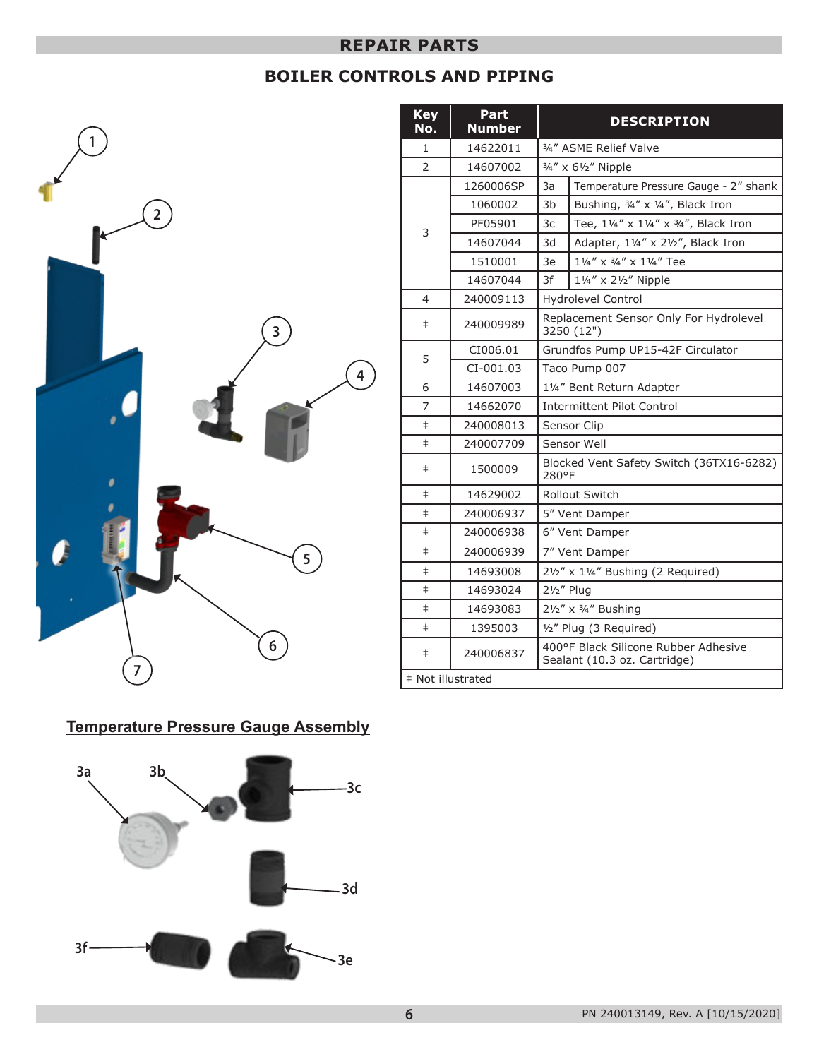# REPAIR PARTS

## BOILER CONTROLS AND PIPING

| Key No. | Part Number | DESCRIPTION | |
|---|---|---|---|
| 1 | 14622011 | ¾" ASME Relief Valve | |
| 2 | 14607002 | ¾" x 6½" Nipple | |
| 3 | 1260006SP | 3a | Temperature Pressure Gauge - 2" shank |
| | 1060002 | 3b | Bushing, ¾" x ¼", Black Iron |
| | PF05901 | 3c | Tee, 1¼" x 1¼" x ¾", Black Iron |
| | 14607044 | 3d | Adapter, 1¼" x 2½", Black Iron |
| | 1510001 | 3e | 1¼" x ¾" x 1¼" Tee |
| | 14607044 | 3f | 1¼" x 2½" Nipple |
| 4 | 240009113 | Hydrolevel Control | |
| ‡ | 240009989 | Replacement Sensor Only For Hydrolevel 3250 (12") | |
| 5 | CI006.01 | Grundfos Pump UP15-42F Circulator | |
| | CI-001.03 | Taco Pump 007 | |
| 6 | 14607003 | 1¼" Bent Return Adapter | |
| 7 | 14662070 | Intermittent Pilot Control | |
| ‡ | 240008013 | Sensor Clip | |
| ‡ | 240007709 | Sensor Well | |
| ‡ | 1500009 | Blocked Vent Safety Switch (36TX16-6282) 280°F | |
| ‡ | 14629002 | Rollout Switch | |
| ‡ | 240006937 | 5" Vent Damper | |
| ‡ | 240006938 | 6" Vent Damper | |
| ‡ | 240006939 | 7" Vent Damper | |
| ‡ | 14693008 | 2½" x 1¼" Bushing (2 Required) | |
| ‡ | 14693024 | 2½" Plug | |
| ‡ | 14693083 | 2½" x ¾" Bushing | |
| ‡ | 1395003 | ½" Plug (3 Required) | |
| ‡ | 240006837 | 400°F Black Silicone Rubber Adhesive Sealant (10.3 oz. Cartridge) | |

‡ Not illustrated

### Temperature Pressure Gauge Assembly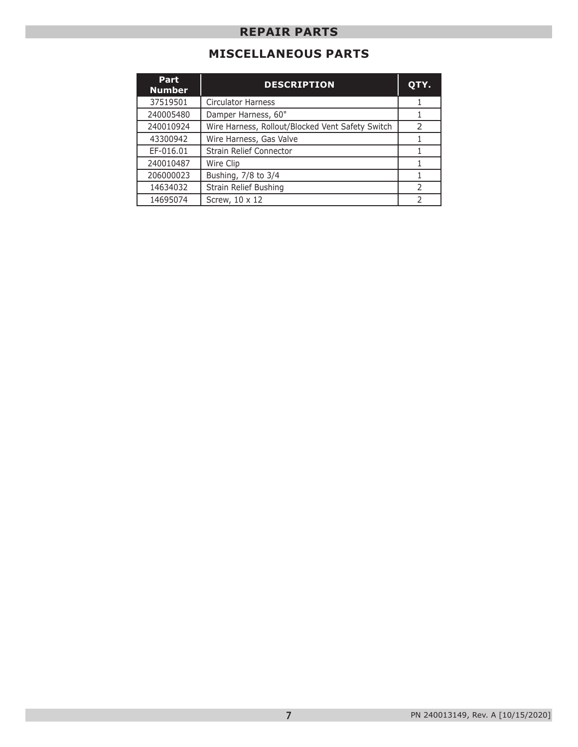## REPAIR PARTS

### MISCELLANEOUS PARTS

| Part Number | DESCRIPTION | QTY. |
|---|---|---|
| 37519501 | Circulator Harness | 1 |
| 240005480 | Damper Harness, 60" | 1 |
| 240010924 | Wire Harness, Rollout/Blocked Vent Safety Switch | 2 |
| 43300942 | Wire Harness, Gas Valve | 1 |
| EF-016.01 | Strain Relief Connector | 1 |
| 240010487 | Wire Clip | 1 |
| 206000023 | Bushing, 7/8 to 3/4 | 1 |
| 14634032 | Strain Relief Bushing | 2 |
| 14695074 | Screw, 10 x 12 | 2 |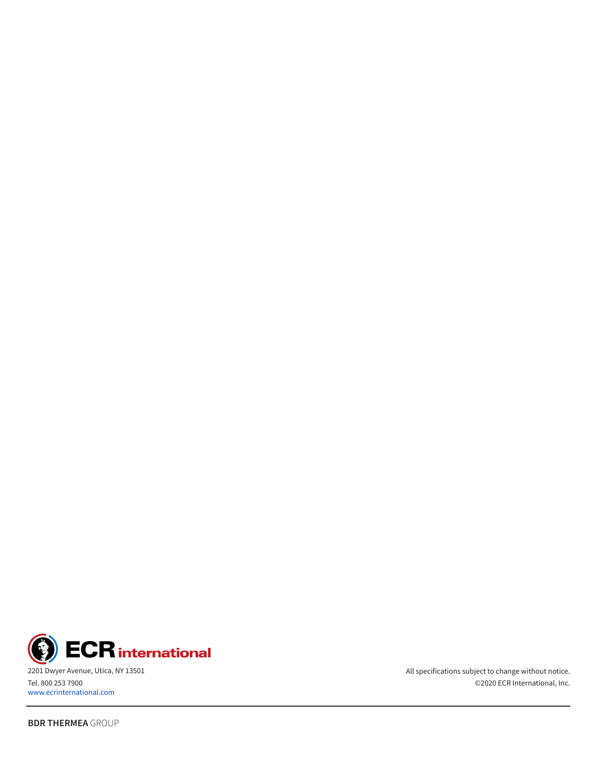ECR international

2201 Dwyer Avenue, Utica, NY 13501

Tel. 800 253 7900

www.ecrinternational.com

All specifications subject to change without notice.

©2020 ECR International, Inc.

**BDR THERMEA** GROUP